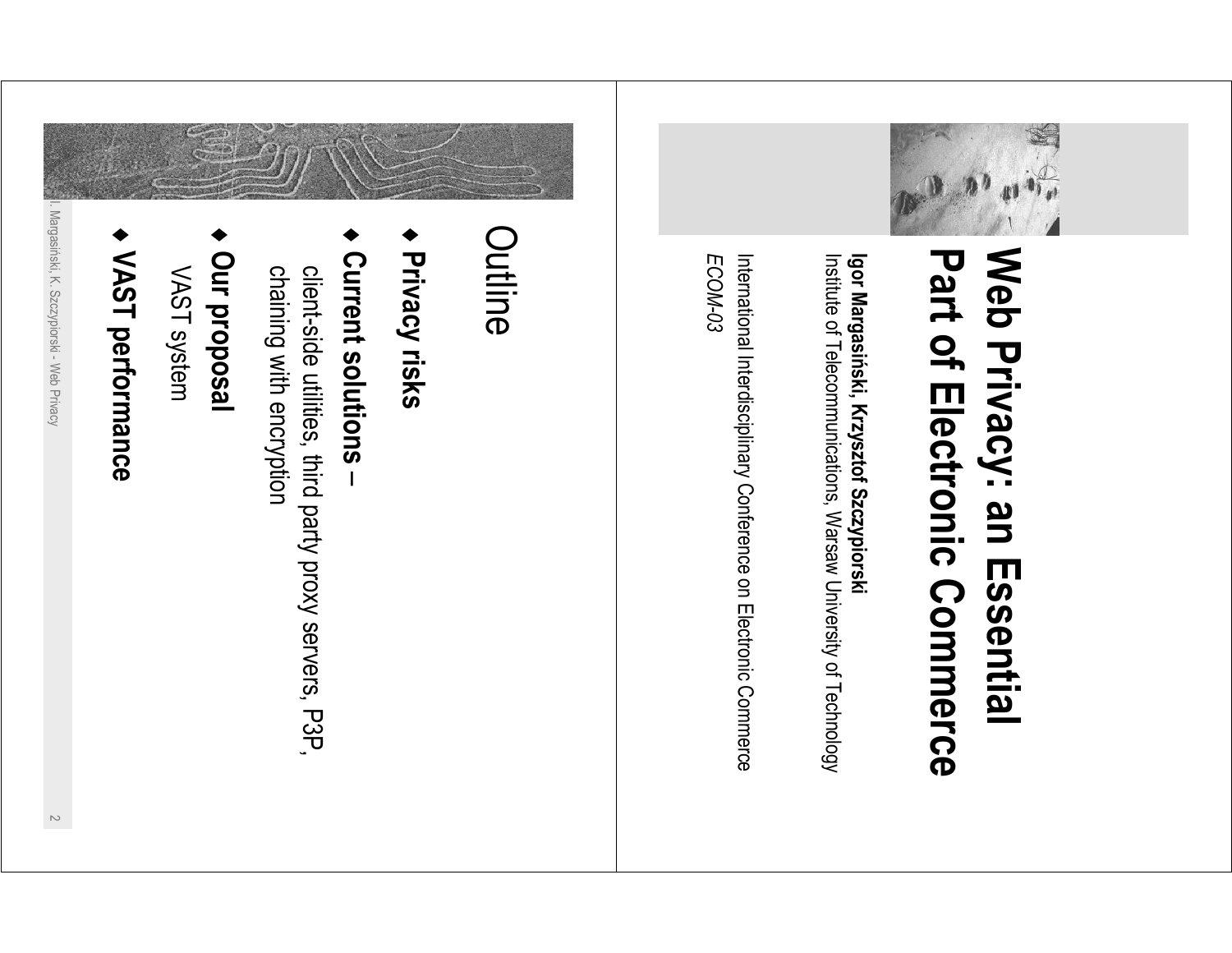# Web Privacy: an Essential Part of Electronic Commerce

**Igor Margasiński, Krzysztof Szczypiorski**
Institute of Telecommunications, Warsaw University of Technology

International Interdisciplinary Conference on Electronic Commerce
*ECOM-03*

## Outline

- **Privacy risks**
- **Current solutions –**
  client-side utilities, third party proxy servers, P3P, chaining with encryption
- **Our proposal**
  VAST system
- **VAST performance**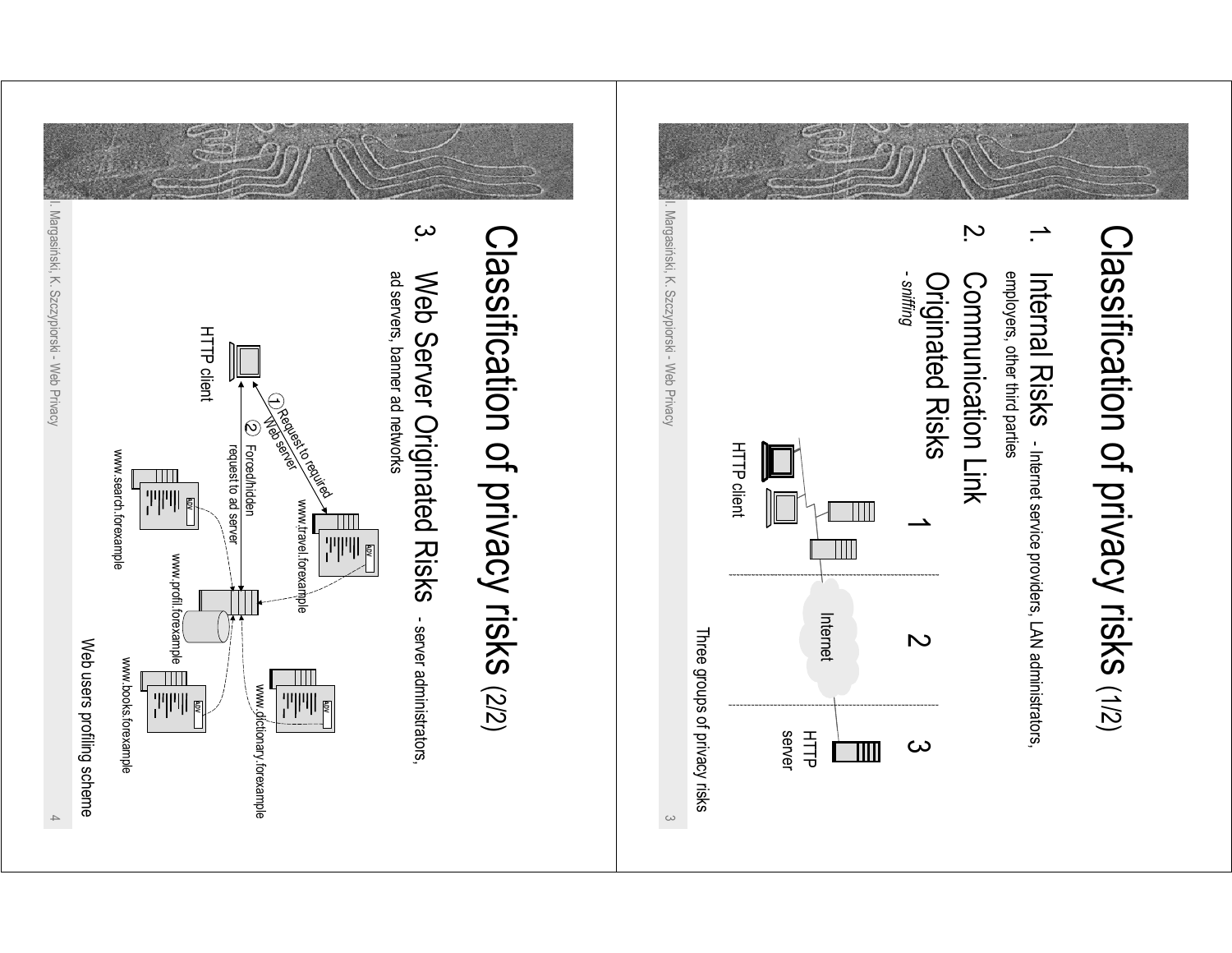# Classification of privacy risks (1/2)

1. Internal Risks - Internet service providers, LAN administrators, employers, other third parties
2. Communication Link Originated Risks
   - *sniffing*

1 2 3

HTTP client

Internet

HTTP server

Three groups of privacy risks

# Classification of privacy risks (2/2)

3. Web Server Originated Risks - server administrators, ad servers, banner ad networks

HTTP client

① Request to required Web server

② Forced/hidden request to ad server

www.travel.forexample

www.dictionary.forexample

www.profil.forexample

www.search.forexample

www.books.forexample

ADV

Web users profiling scheme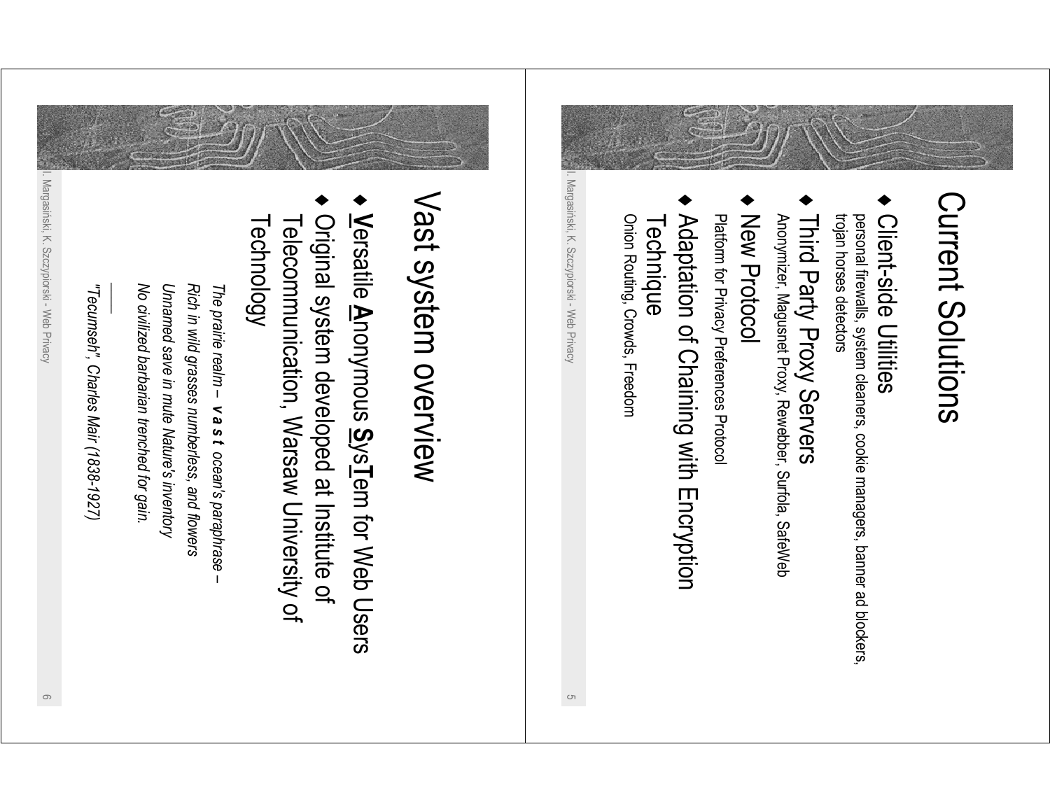# Current Solutions

- Client-side Utilities
  personal firewalls, system cleaners, cookie managers, banner ad blockers, trojan horses detectors
- Third Party Proxy Servers
  Anonymizer, Magusnet Proxy, Rewebber, Surfola, SafeWeb
- New Protocol
  Platform for Privacy Preferences Protocol
- Adaptation of Chaining with Encryption Technique
  Onion Routing, Crowds, Freedom

# Vast system overview

- **V**ersatile **A**nonymous **S**ys**T**em for Web Users
- Original system developed at Institute of Telecommunication, Warsaw University of Technology

*The prairie realm – **v a s t** ocean's paraphrase –*
*Rich in wild grasses numberless, and flowers*
*Unnamed save in mute Nature's inventory*
*No civilized barbarian trenched for gain.*

*"Tecumseh", Charles Mair (1838-1927)*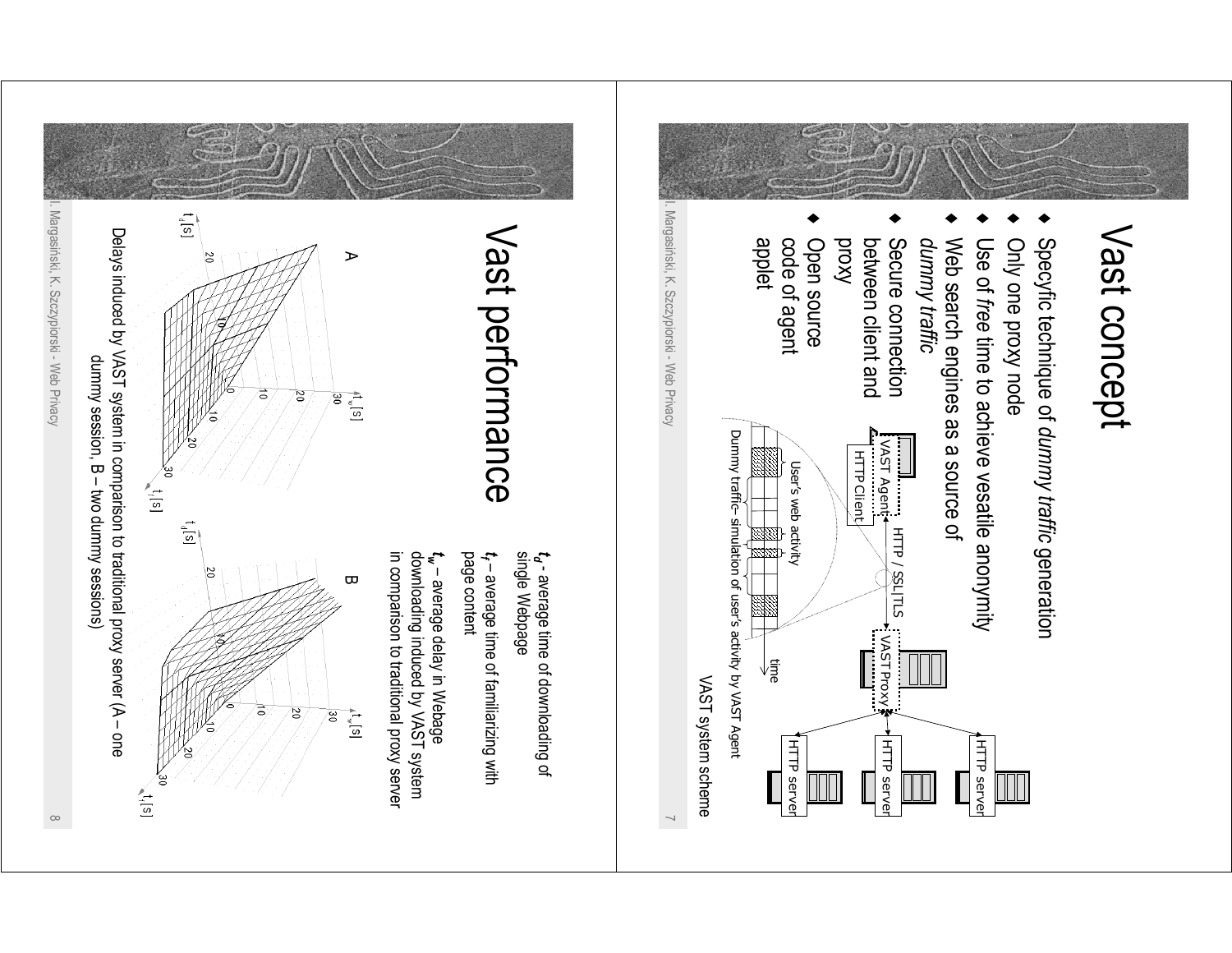# Vast concept

- Specyfic technique of *dummy traffic* generation
- Only one proxy node
- Use of *free* time to achieve vesatile anonymity
- Web search engines as a source of *dummy traffic*
- Secure connection between client and proxy
- Open source code of agent applet

VAST Agent, HTTP Client, HTTP / SSL|TLS, VAST Proxy, HTTP server, HTTP server, HTTP server

User's web activity

time

Dummy traffic– simulation of user's activity by VAST Agent

VAST system scheme

# Vast performance

$t_d$ - average time of downloading of single Webpage

$t_f$ – average time of familiarizing with page content

$t_w$ – average delay in Webage downloading induced by VAST system in comparison to traditional proxy server

A

B

Delays induced by VAST system in comparison to traditional proxy server (A – one dummy session, B – two dummy sessions)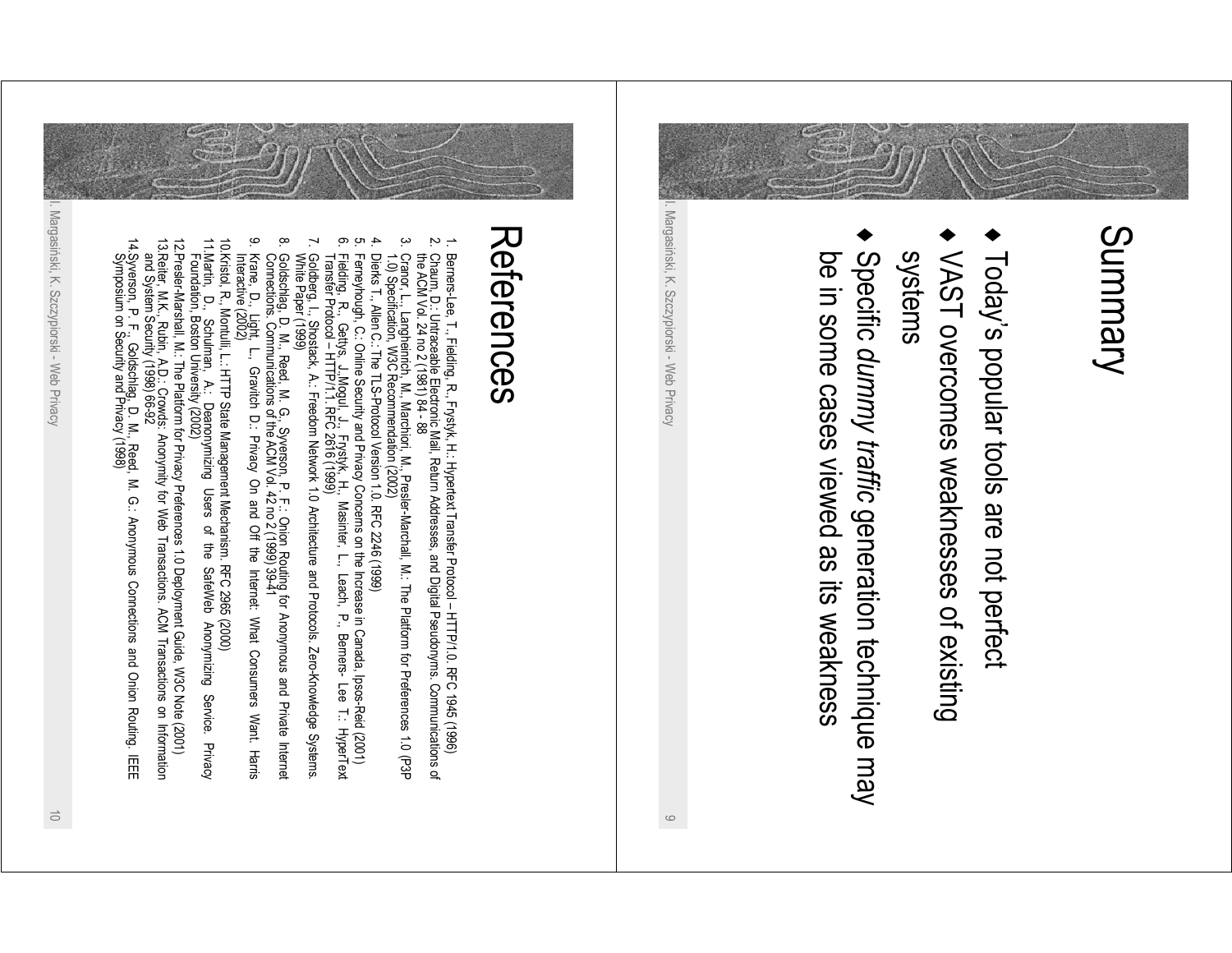# Summary

- Today's popular tools are not perfect
- VAST overcomes weaknesses of existing systems
- Specific *dummy traffic* generation technique may be in some cases viewed as its weakness

# References

1. Berners-Lee, T., Fielding, R., Frystyk, H.: Hypertext Transfer Protocol – HTTP/1.0. RFC 1945 (1996)
2. Chaum, D.: Untraceable Electronic Mail, Return Addresses, and Digital Pseudonyms. Communications of the ACM Vol. 24 no 2 (1981) 84 - 88
3. Cranor, L., Langheinrich, M., Marchiori, M., Presler-Marchall, M.: The Platform for Preferences 1.0 (P3P 1.0) Specification, W3C Recommendation (2002)
4. Dierks T., Allen C.: The TLS-Protocol Version 1.0. RFC 2246 (1999)
5. Ferneyhough, C.: Online Security and Privacy Concerns on the Increase in Canada, Ipsos-Reid (2001)
6. Fielding, R., Gettys, J.,Mogul, J., Frystyk, H., Masinter, L., Leach, P., Berners- Lee T.: HyperText Transfer Protocol – HTTP/1.1. RFC 2616 (1999)
7. Goldberg, I., Shostack, A.: Freedom Network 1.0 Architecture and Protocols. Zero-Knowledge Systems. White Paper (1999)
8. Goldschlag, D. M., Reed, M. G., Syverson, P. F.: Onion Routing for Anonymous and Private Internet Connections. Communications of the ACM Vol. 42 no 2 (1999) 39-41
9. Krane, D., Light, L., Gravitch D.: Privacy On and Off the Internet: What Consumers Want. Harris Interactive (2002)
10. Kristol, R., Montulli, L.: HTTP State Management Mechanism. RFC 2965 (2000)
11. Martin, D., Schulman, A.: Deanonymizing Users of the SafeWeb Anonymizing Service. Privacy Foundation, Boston University (2002)
12. Presler-Marshall, M.: The Platform for Privacy Preferences 1.0 Deployment Guide, W3C Note (2001)
13. Reiter, M.K., Rubin, A.D.: Crowds: Anonymity for Web Transactions. ACM Transactions on Information and System Security (1998) 66-92
14. Syverson, P. F., Goldschlag, D. M., Reed, M. G.: Anonymous Connections and Onion Routing. IEEE Symposium on Security and Privacy (1998)